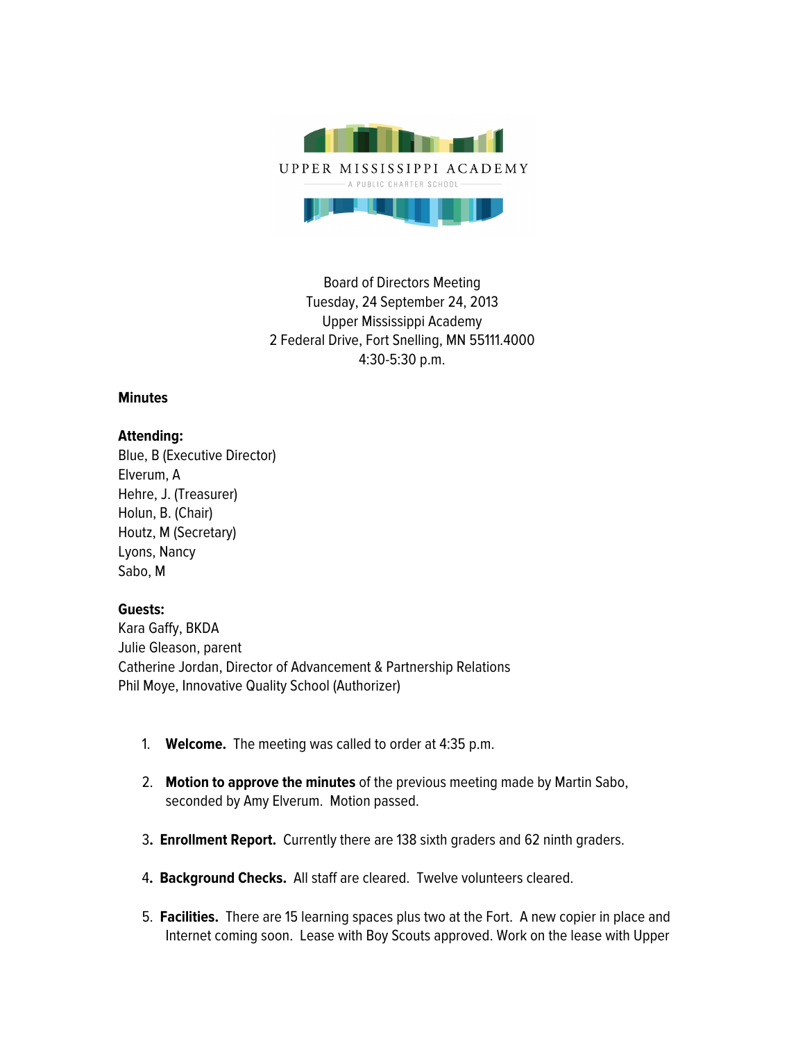UPPER MISSISSIPPI ACADEMY

A PUBLIC CHARTER SCHOOL

Board of Directors Meeting
Tuesday, 24 September 24, 2013
Upper Mississippi Academy
2 Federal Drive, Fort Snelling, MN 55111.4000
4:30-5:30 p.m.

**Minutes**

**Attending:**
Blue, B (Executive Director)
Elverum, A
Hehre, J. (Treasurer)
Holun, B. (Chair)
Houtz, M (Secretary)
Lyons, Nancy
Sabo, M

**Guests:**
Kara Gaffy, BKDA
Julie Gleason, parent
Catherine Jordan, Director of Advancement & Partnership Relations
Phil Moye, Innovative Quality School (Authorizer)

1. **Welcome.** The meeting was called to order at 4:35 p.m.

2. **Motion to approve the minutes** of the previous meeting made by Martin Sabo, seconded by Amy Elverum. Motion passed.

3. **Enrollment Report.** Currently there are 138 sixth graders and 62 ninth graders.

4. **Background Checks.** All staff are cleared. Twelve volunteers cleared.

5. **Facilities.** There are 15 learning spaces plus two at the Fort. A new copier in place and Internet coming soon. Lease with Boy Scouts approved. Work on the lease with Upper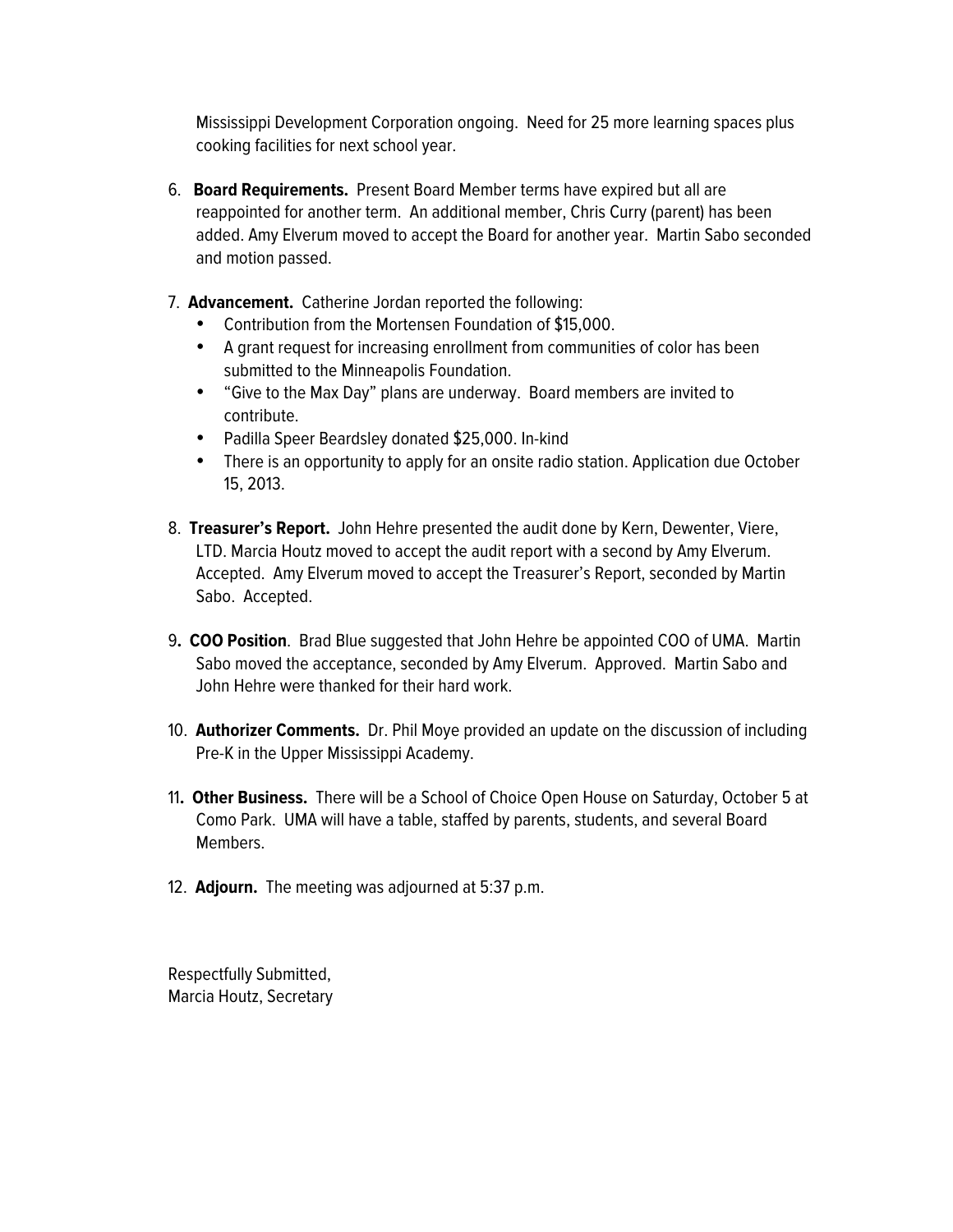Mississippi Development Corporation ongoing. Need for 25 more learning spaces plus cooking facilities for next school year.

6. **Board Requirements.** Present Board Member terms have expired but all are reappointed for another term. An additional member, Chris Curry (parent) has been added. Amy Elverum moved to accept the Board for another year. Martin Sabo seconded and motion passed.

7. **Advancement.** Catherine Jordan reported the following:
   - Contribution from the Mortensen Foundation of $15,000.
   - A grant request for increasing enrollment from communities of color has been submitted to the Minneapolis Foundation.
   - "Give to the Max Day" plans are underway. Board members are invited to contribute.
   - Padilla Speer Beardsley donated $25,000. In-kind
   - There is an opportunity to apply for an onsite radio station. Application due October 15, 2013.

8. **Treasurer's Report.** John Hehre presented the audit done by Kern, Dewenter, Viere, LTD. Marcia Houtz moved to accept the audit report with a second by Amy Elverum. Accepted. Amy Elverum moved to accept the Treasurer's Report, seconded by Martin Sabo. Accepted.

9. **COO Position**. Brad Blue suggested that John Hehre be appointed COO of UMA. Martin Sabo moved the acceptance, seconded by Amy Elverum. Approved. Martin Sabo and John Hehre were thanked for their hard work.

10. **Authorizer Comments.** Dr. Phil Moye provided an update on the discussion of including Pre-K in the Upper Mississippi Academy.

11. **Other Business.** There will be a School of Choice Open House on Saturday, October 5 at Como Park. UMA will have a table, staffed by parents, students, and several Board Members.

12. **Adjourn.** The meeting was adjourned at 5:37 p.m.

Respectfully Submitted,
Marcia Houtz, Secretary